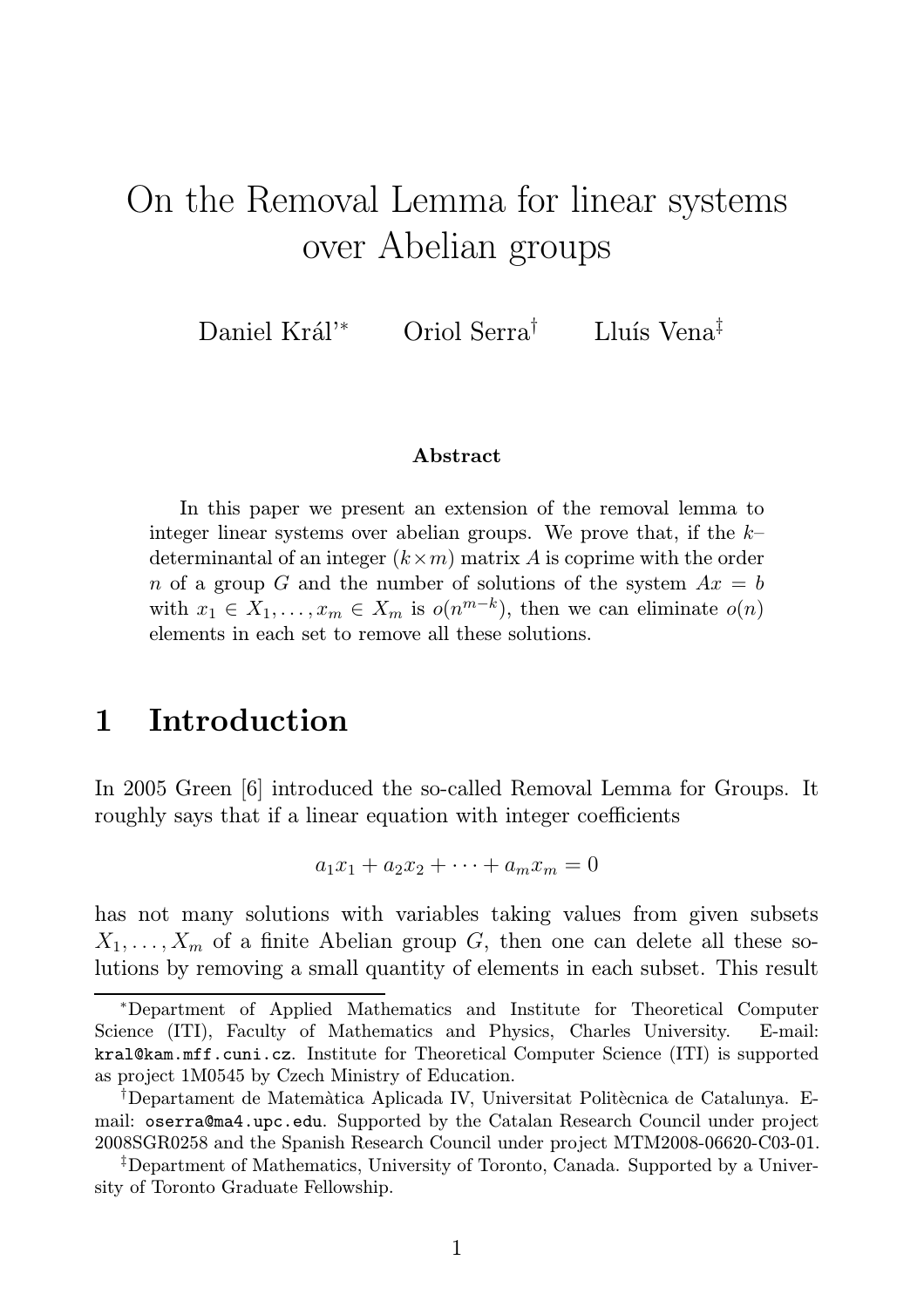# On the Removal Lemma for linear systems over Abelian groups

Daniel Král'[*] Oriol Serra[†] Lluís Vena[‡]

### Abstract

In this paper we present an extension of the removal lemma to integer linear systems over abelian groups. We prove that, if the $k$–determinantal of an integer $(k \times m)$ matrix $A$ is coprime with the order $n$ of a group $G$ and the number of solutions of the system $Ax = b$ with $x_1 \in X_1, \ldots, x_m \in X_m$ is $o(n^{m-k})$, then we can eliminate $o(n)$ elements in each set to remove all these solutions.

## 1 Introduction

In 2005 Green [6] introduced the so-called Removal Lemma for Groups. It roughly says that if a linear equation with integer coefficients

$$a_1x_1 + a_2x_2 + \cdots + a_mx_m = 0$$

has not many solutions with variables taking values from given subsets $X_1, \ldots, X_m$ of a finite Abelian group $G$, then one can delete all these solutions by removing a small quantity of elements in each subset. This result

---

[*]Department of Applied Mathematics and Institute for Theoretical Computer Science (ITI), Faculty of Mathematics and Physics, Charles University. E-mail: kral@kam.mff.cuni.cz. Institute for Theoretical Computer Science (ITI) is supported as project 1M0545 by Czech Ministry of Education.

[†]Departament de Matemàtica Aplicada IV, Universitat Politècnica de Catalunya. E-mail: oserra@ma4.upc.edu. Supported by the Catalan Research Council under project 2008SGR0258 and the Spanish Research Council under project MTM2008-06620-C03-01.

[‡]Department of Mathematics, University of Toronto, Canada. Supported by a University of Toronto Graduate Fellowship.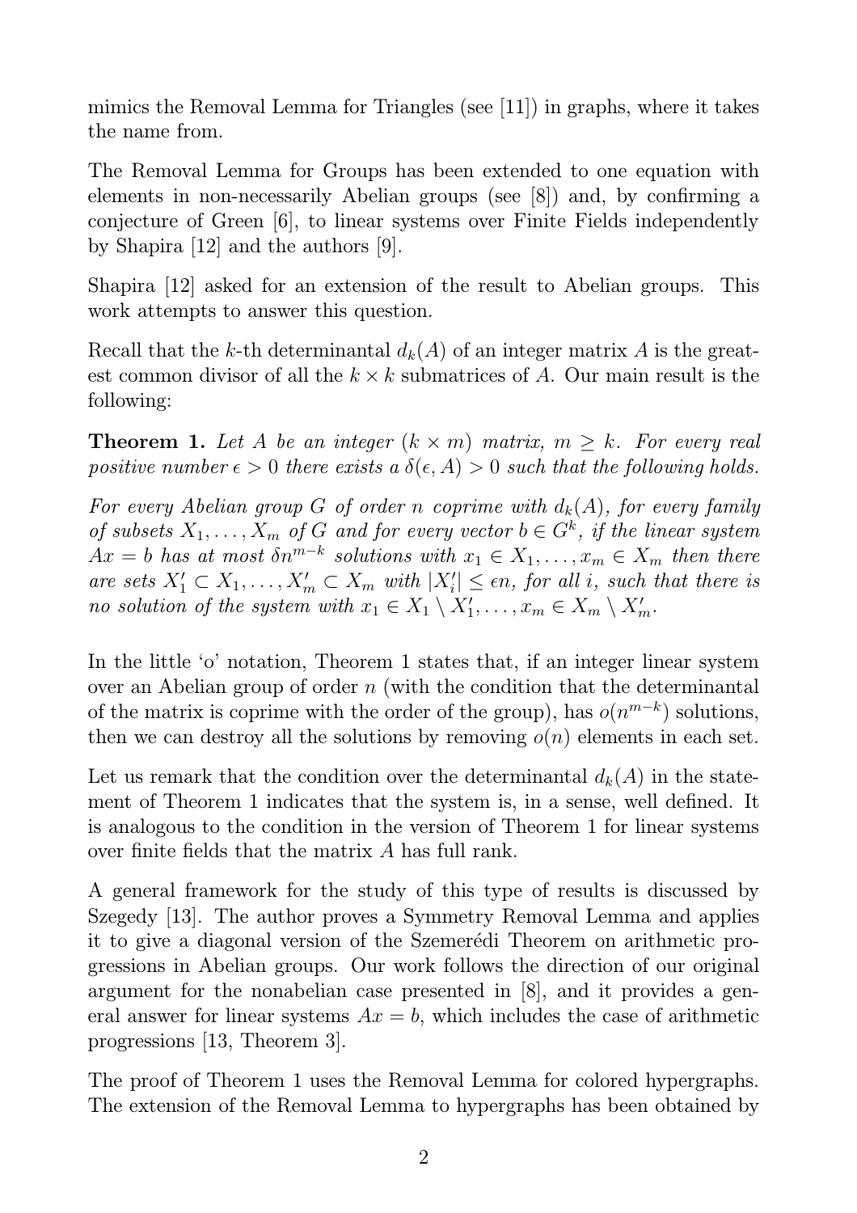mimics the Removal Lemma for Triangles (see [11]) in graphs, where it takes the name from.

The Removal Lemma for Groups has been extended to one equation with elements in non-necessarily Abelian groups (see [8]) and, by confirming a conjecture of Green [6], to linear systems over Finite Fields independently by Shapira [12] and the authors [9].

Shapira [12] asked for an extension of the result to Abelian groups. This work attempts to answer this question.

Recall that the $k$-th determinantal $d_k(A)$ of an integer matrix $A$ is the greatest common divisor of all the $k \times k$ submatrices of $A$. Our main result is the following:

**Theorem 1.** *Let $A$ be an integer $(k \times m)$ matrix, $m \geq k$. For every real positive number $\epsilon > 0$ there exists a $\delta(\epsilon, A) > 0$ such that the following holds.*

*For every Abelian group $G$ of order $n$ coprime with $d_k(A)$, for every family of subsets $X_1, \ldots, X_m$ of $G$ and for every vector $b \in G^k$, if the linear system $Ax = b$ has at most $\delta n^{m-k}$ solutions with $x_1 \in X_1, \ldots, x_m \in X_m$ then there are sets $X_1' \subset X_1, \ldots, X_m' \subset X_m$ with $|X_i'| \leq \epsilon n$, for all $i$, such that there is no solution of the system with $x_1 \in X_1 \setminus X_1', \ldots, x_m \in X_m \setminus X_m'$.*

In the little 'o' notation, Theorem 1 states that, if an integer linear system over an Abelian group of order $n$ (with the condition that the determinantal of the matrix is coprime with the order of the group), has $o(n^{m-k})$ solutions, then we can destroy all the solutions by removing $o(n)$ elements in each set.

Let us remark that the condition over the determinantal $d_k(A)$ in the statement of Theorem 1 indicates that the system is, in a sense, well defined. It is analogous to the condition in the version of Theorem 1 for linear systems over finite fields that the matrix $A$ has full rank.

A general framework for the study of this type of results is discussed by Szegedy [13]. The author proves a Symmetry Removal Lemma and applies it to give a diagonal version of the Szemerédi Theorem on arithmetic progressions in Abelian groups. Our work follows the direction of our original argument for the nonabelian case presented in [8], and it provides a general answer for linear systems $Ax = b$, which includes the case of arithmetic progressions [13, Theorem 3].

The proof of Theorem 1 uses the Removal Lemma for colored hypergraphs. The extension of the Removal Lemma to hypergraphs has been obtained by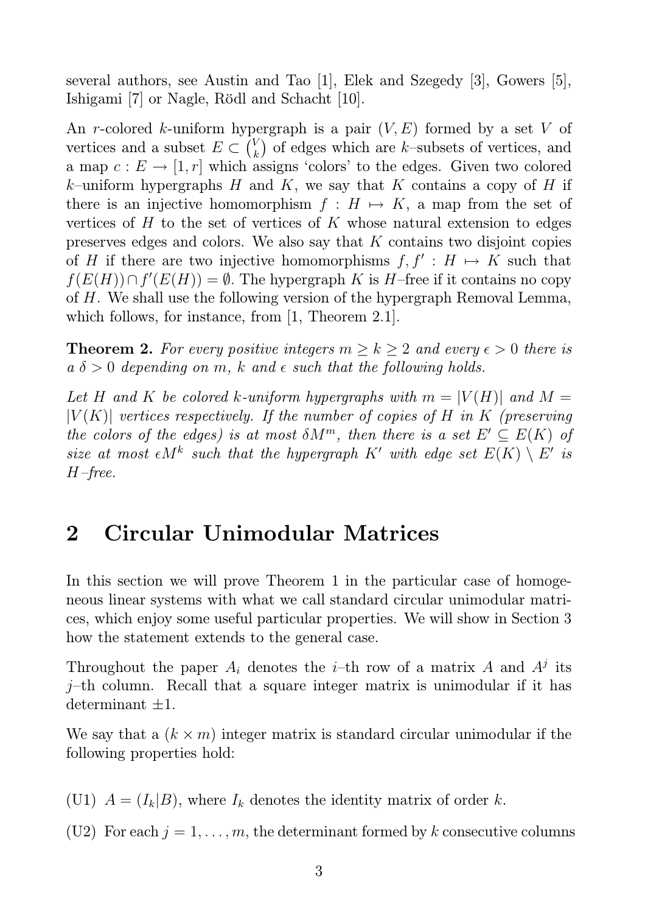several authors, see Austin and Tao [1], Elek and Szegedy [3], Gowers [5], Ishigami [7] or Nagle, Rödl and Schacht [10].

An $r$-colored $k$-uniform hypergraph is a pair $(V, E)$ formed by a set $V$ of vertices and a subset $E \subset \binom{V}{k}$ of edges which are $k$–subsets of vertices, and a map $c : E \to [1, r]$ which assigns 'colors' to the edges. Given two colored $k$–uniform hypergraphs $H$ and $K$, we say that $K$ contains a copy of $H$ if there is an injective homomorphism $f : H \mapsto K$, a map from the set of vertices of $H$ to the set of vertices of $K$ whose natural extension to edges preserves edges and colors. We also say that $K$ contains two disjoint copies of $H$ if there are two injective homomorphisms $f, f' : H \mapsto K$ such that $f(E(H)) \cap f'(E(H)) = \emptyset$. The hypergraph $K$ is $H$–free if it contains no copy of $H$. We shall use the following version of the hypergraph Removal Lemma, which follows, for instance, from [1, Theorem 2.1].

**Theorem 2.** *For every positive integers $m \geq k \geq 2$ and every $\epsilon > 0$ there is a $\delta > 0$ depending on $m$, $k$ and $\epsilon$ such that the following holds.*

*Let $H$ and $K$ be colored $k$-uniform hypergraphs with $m = |V(H)|$ and $M = |V(K)|$ vertices respectively. If the number of copies of $H$ in $K$ (preserving the colors of the edges) is at most $\delta M^m$, then there is a set $E' \subseteq E(K)$ of size at most $\epsilon M^k$ such that the hypergraph $K'$ with edge set $E(K) \setminus E'$ is $H$–free.*

## 2 Circular Unimodular Matrices

In this section we will prove Theorem 1 in the particular case of homogeneous linear systems with what we call standard circular unimodular matrices, which enjoy some useful particular properties. We will show in Section 3 how the statement extends to the general case.

Throughout the paper $A_i$ denotes the $i$–th row of a matrix $A$ and $A^j$ its $j$–th column. Recall that a square integer matrix is unimodular if it has determinant $\pm 1$.

We say that a $(k \times m)$ integer matrix is standard circular unimodular if the following properties hold:

(U1) $A = (I_k|B)$, where $I_k$ denotes the identity matrix of order $k$.

(U2) For each $j = 1, \ldots, m$, the determinant formed by $k$ consecutive columns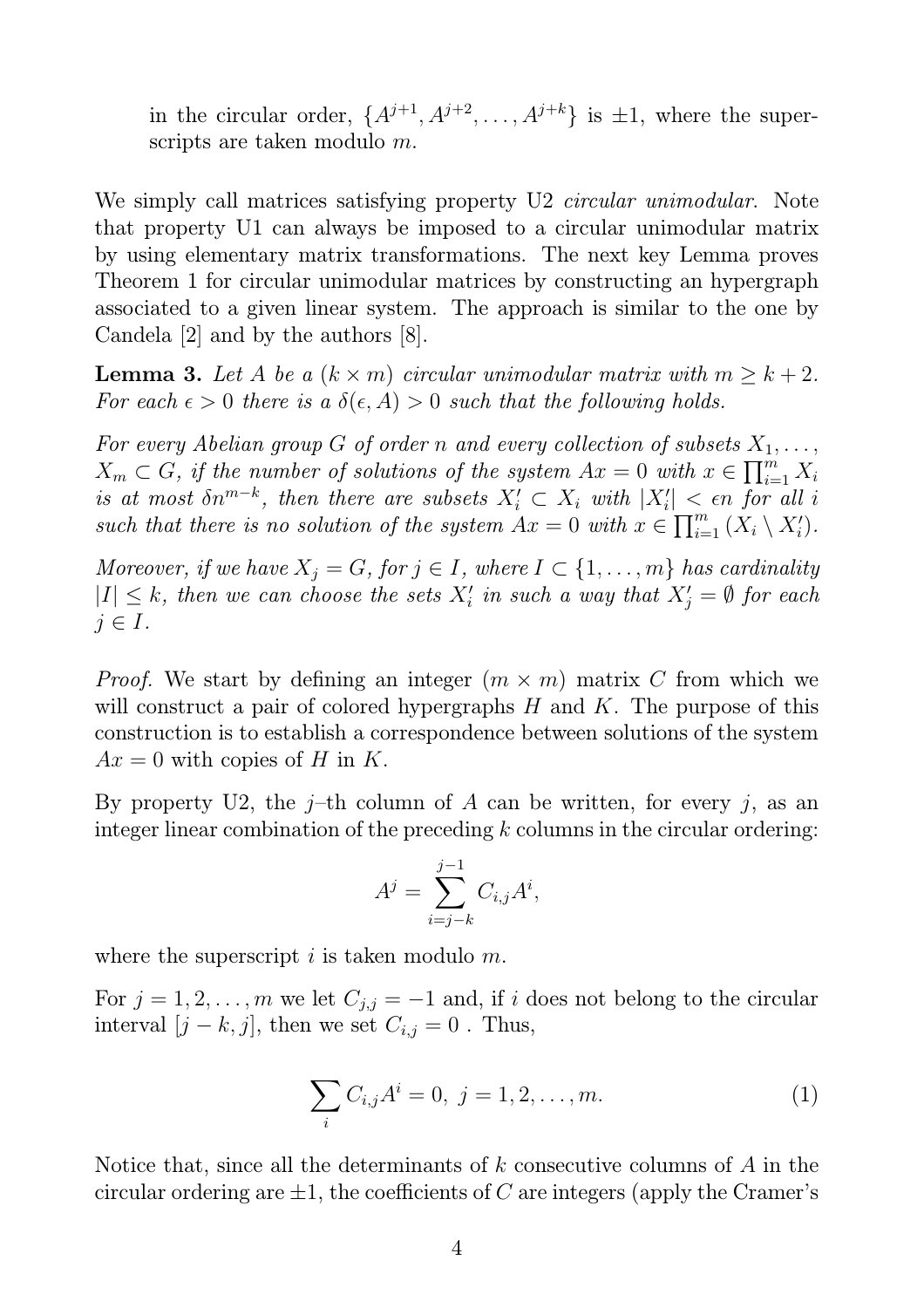in the circular order, $\{A^{j+1}, A^{j+2}, \ldots, A^{j+k}\}$ is $\pm 1$, where the superscripts are taken modulo $m$.

We simply call matrices satisfying property U2 *circular unimodular*. Note that property U1 can always be imposed to a circular unimodular matrix by using elementary matrix transformations. The next key Lemma proves Theorem 1 for circular unimodular matrices by constructing an hypergraph associated to a given linear system. The approach is similar to the one by Candela [2] and by the authors [8].

**Lemma 3.** *Let $A$ be a $(k \times m)$ circular unimodular matrix with $m \geq k+2$. For each $\epsilon > 0$ there is a $\delta(\epsilon, A) > 0$ such that the following holds.*

*For every Abelian group $G$ of order $n$ and every collection of subsets $X_1, \ldots, X_m \subset G$, if the number of solutions of the system $Ax = 0$ with $x \in \prod_{i=1}^m X_i$ is at most $\delta n^{m-k}$, then there are subsets $X_i' \subset X_i$ with $|X_i'| < \epsilon n$ for all $i$ such that there is no solution of the system $Ax = 0$ with $x \in \prod_{i=1}^m (X_i \setminus X_i')$.*

*Moreover, if we have $X_j = G$, for $j \in I$, where $I \subset \{1, \ldots, m\}$ has cardinality $|I| \leq k$, then we can choose the sets $X_i'$ in such a way that $X_j' = \emptyset$ for each $j \in I$.*

*Proof.* We start by defining an integer $(m \times m)$ matrix $C$ from which we will construct a pair of colored hypergraphs $H$ and $K$. The purpose of this construction is to establish a correspondence between solutions of the system $Ax = 0$ with copies of $H$ in $K$.

By property U2, the $j$–th column of $A$ can be written, for every $j$, as an integer linear combination of the preceding $k$ columns in the circular ordering:

$$A^j = \sum_{i=j-k}^{j-1} C_{i,j} A^i,$$

where the superscript $i$ is taken modulo $m$.

For $j = 1, 2, \ldots, m$ we let $C_{j,j} = -1$ and, if $i$ does not belong to the circular interval $[j-k, j]$, then we set $C_{i,j} = 0$ . Thus,

$$\sum_i C_{i,j} A^i = 0, \; j = 1, 2, \ldots, m. \tag{1}$$

Notice that, since all the determinants of $k$ consecutive columns of $A$ in the circular ordering are $\pm 1$, the coefficients of $C$ are integers (apply the Cramer's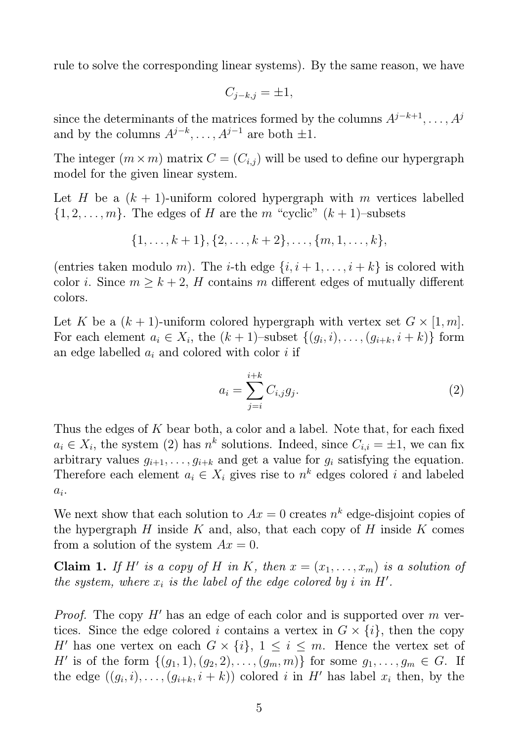rule to solve the corresponding linear systems). By the same reason, we have

$$C_{j-k,j} = \pm 1,$$

since the determinants of the matrices formed by the columns $A^{j-k+1}, \ldots, A^j$ and by the columns $A^{j-k}, \ldots, A^{j-1}$ are both $\pm 1$.

The integer $(m \times m)$ matrix $C = (C_{i,j})$ will be used to define our hypergraph model for the given linear system.

Let $H$ be a $(k+1)$-uniform colored hypergraph with $m$ vertices labelled $\{1, 2, \ldots, m\}$. The edges of $H$ are the $m$ "cyclic" $(k+1)$–subsets

$$\{1, \ldots, k+1\}, \{2, \ldots, k+2\}, \ldots, \{m, 1, \ldots, k\},$$

(entries taken modulo $m$). The $i$-th edge $\{i, i+1, \ldots, i+k\}$ is colored with color $i$. Since $m \geq k+2$, $H$ contains $m$ different edges of mutually different colors.

Let $K$ be a $(k+1)$-uniform colored hypergraph with vertex set $G \times [1, m]$. For each element $a_i \in X_i$, the $(k+1)$–subset $\{(g_i, i), \ldots, (g_{i+k}, i+k)\}$ form an edge labelled $a_i$ and colored with color $i$ if

$$a_i = \sum_{j=i}^{i+k} C_{i,j} g_j. \tag{2}$$

Thus the edges of $K$ bear both, a color and a label. Note that, for each fixed $a_i \in X_i$, the system (2) has $n^k$ solutions. Indeed, since $C_{i,i} = \pm 1$, we can fix arbitrary values $g_{i+1}, \ldots, g_{i+k}$ and get a value for $g_i$ satisfying the equation. Therefore each element $a_i \in X_i$ gives rise to $n^k$ edges colored $i$ and labeled $a_i$.

We next show that each solution to $Ax = 0$ creates $n^k$ edge-disjoint copies of the hypergraph $H$ inside $K$ and, also, that each copy of $H$ inside $K$ comes from a solution of the system $Ax = 0$.

**Claim 1.** *If $H'$ is a copy of $H$ in $K$, then $x = (x_1, \ldots, x_m)$ is a solution of the system, where $x_i$ is the label of the edge colored by $i$ in $H'$.*

*Proof.* The copy $H'$ has an edge of each color and is supported over $m$ vertices. Since the edge colored $i$ contains a vertex in $G \times \{i\}$, then the copy $H'$ has one vertex on each $G \times \{i\}$, $1 \leq i \leq m$. Hence the vertex set of $H'$ is of the form $\{(g_1, 1), (g_2, 2), \ldots, (g_m, m)\}$ for some $g_1, \ldots, g_m \in G$. If the edge $((g_i, i), \ldots, (g_{i+k}, i+k))$ colored $i$ in $H'$ has label $x_i$ then, by the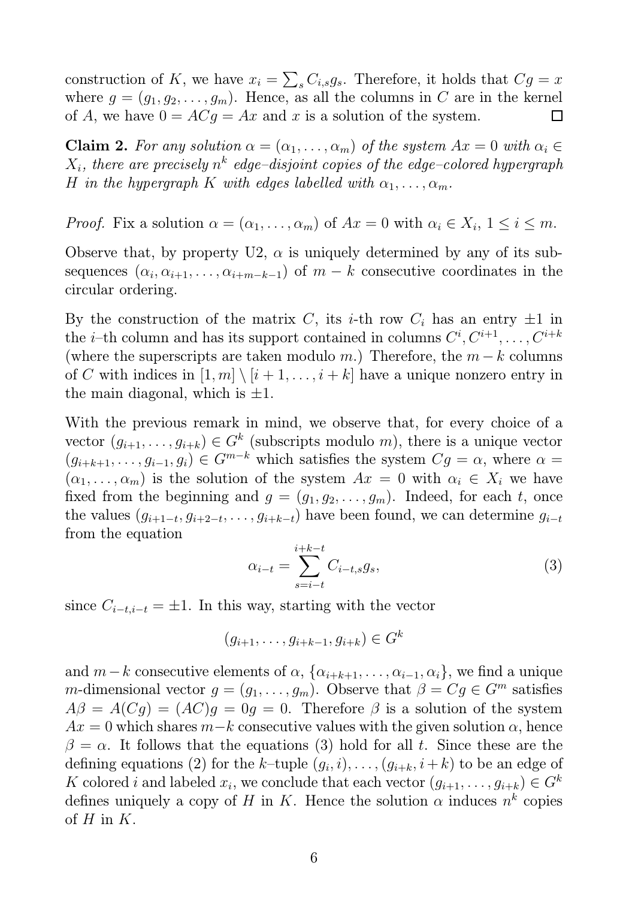construction of $K$, we have $x_i = \sum_s C_{i,s} g_s$. Therefore, it holds that $Cg = x$ where $g = (g_1, g_2, \dots, g_m)$. Hence, as all the columns in $C$ are in the kernel of $A$, we have $0 = ACg = Ax$ and $x$ is a solution of the system. □

**Claim 2.** *For any solution $\alpha = (\alpha_1, \dots, \alpha_m)$ of the system $Ax = 0$ with $\alpha_i \in X_i$, there are precisely $n^k$ edge–disjoint copies of the edge–colored hypergraph $H$ in the hypergraph $K$ with edges labelled with $\alpha_1, \dots, \alpha_m$.*

*Proof.* Fix a solution $\alpha = (\alpha_1, \dots, \alpha_m)$ of $Ax = 0$ with $\alpha_i \in X_i$, $1 \leq i \leq m$.

Observe that, by property U2, $\alpha$ is uniquely determined by any of its subsequences $(\alpha_i, \alpha_{i+1}, \dots, \alpha_{i+m-k-1})$ of $m - k$ consecutive coordinates in the circular ordering.

By the construction of the matrix $C$, its $i$-th row $C_i$ has an entry $\pm 1$ in the $i$–th column and has its support contained in columns $C^i, C^{i+1}, \dots, C^{i+k}$ (where the superscripts are taken modulo $m$.) Therefore, the $m - k$ columns of $C$ with indices in $[1, m] \setminus [i+1, \dots, i+k]$ have a unique nonzero entry in the main diagonal, which is $\pm 1$.

With the previous remark in mind, we observe that, for every choice of a vector $(g_{i+1}, \dots, g_{i+k}) \in G^k$ (subscripts modulo $m$), there is a unique vector $(g_{i+k+1}, \dots, g_{i-1}, g_i) \in G^{m-k}$ which satisfies the system $Cg = \alpha$, where $\alpha = (\alpha_1, \dots, \alpha_m)$ is the solution of the system $Ax = 0$ with $\alpha_i \in X_i$ we have fixed from the beginning and $g = (g_1, g_2, \dots, g_m)$. Indeed, for each $t$, once the values $(g_{i+1-t}, g_{i+2-t}, \dots, g_{i+k-t})$ have been found, we can determine $g_{i-t}$ from the equation

$$\alpha_{i-t} = \sum_{s=i-t}^{i+k-t} C_{i-t,s} g_s, \tag{3}$$

since $C_{i-t,i-t} = \pm 1$. In this way, starting with the vector

$$(g_{i+1}, \dots, g_{i+k-1}, g_{i+k}) \in G^k$$

and $m - k$ consecutive elements of $\alpha$, $\{\alpha_{i+k+1}, \dots, \alpha_{i-1}, \alpha_i\}$, we find a unique $m$-dimensional vector $g = (g_1, \dots, g_m)$. Observe that $\beta = Cg \in G^m$ satisfies $A\beta = A(Cg) = (AC)g = 0g = 0$. Therefore $\beta$ is a solution of the system $Ax = 0$ which shares $m - k$ consecutive values with the given solution $\alpha$, hence $\beta = \alpha$. It follows that the equations (3) hold for all $t$. Since these are the defining equations (2) for the $k$–tuple $(g_i, i), \dots, (g_{i+k}, i+k)$ to be an edge of $K$ colored $i$ and labeled $x_i$, we conclude that each vector $(g_{i+1}, \dots, g_{i+k}) \in G^k$ defines uniquely a copy of $H$ in $K$. Hence the solution $\alpha$ induces $n^k$ copies of $H$ in $K$.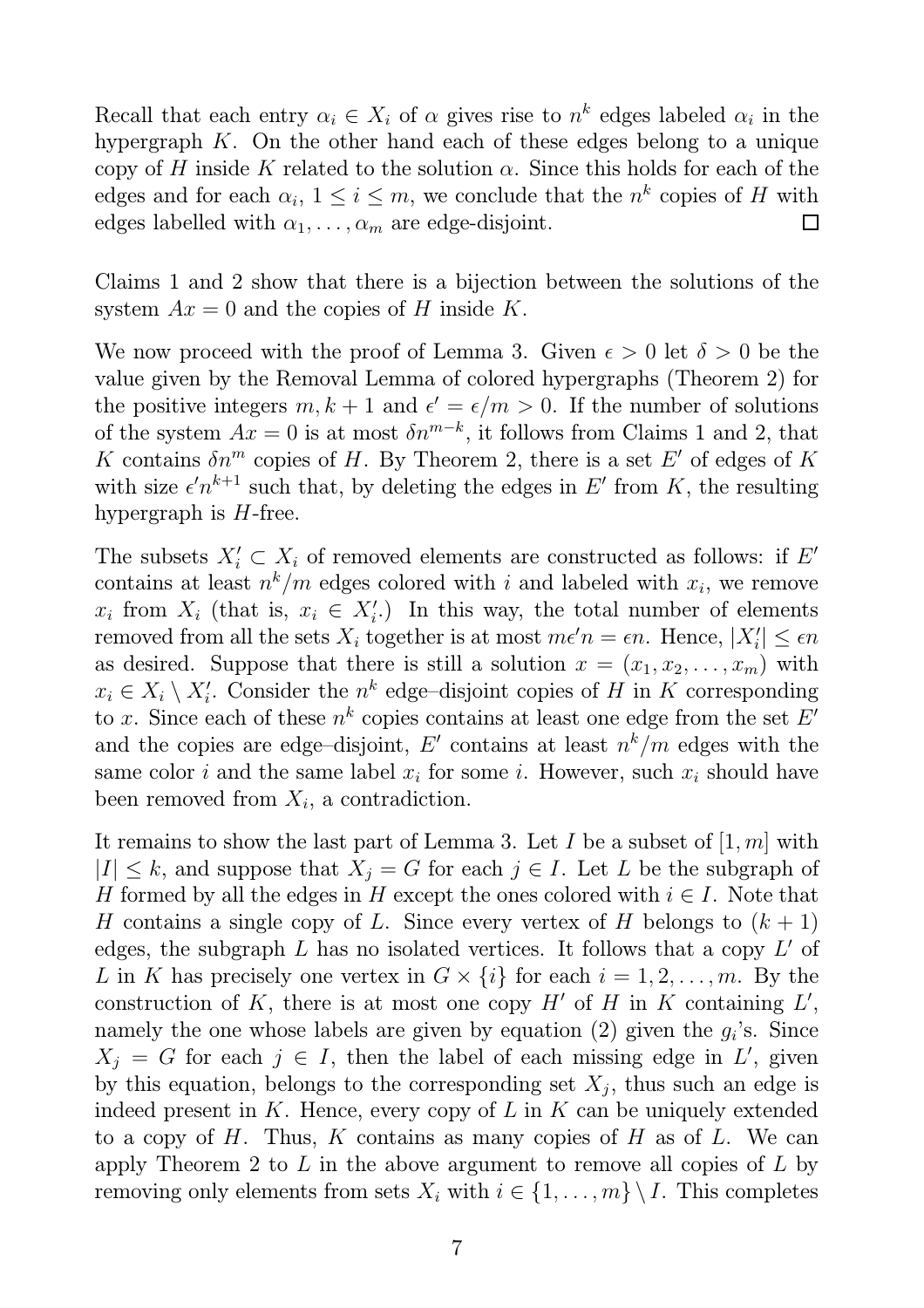Recall that each entry $\alpha_i \in X_i$ of $\alpha$ gives rise to $n^k$ edges labeled $\alpha_i$ in the hypergraph $K$. On the other hand each of these edges belong to a unique copy of $H$ inside $K$ related to the solution $\alpha$. Since this holds for each of the edges and for each $\alpha_i$, $1 \leq i \leq m$, we conclude that the $n^k$ copies of $H$ with edges labelled with $\alpha_1, \ldots, \alpha_m$ are edge-disjoint. □

Claims 1 and 2 show that there is a bijection between the solutions of the system $Ax = 0$ and the copies of $H$ inside $K$.

We now proceed with the proof of Lemma 3. Given $\epsilon > 0$ let $\delta > 0$ be the value given by the Removal Lemma of colored hypergraphs (Theorem 2) for the positive integers $m, k+1$ and $\epsilon' = \epsilon/m > 0$. If the number of solutions of the system $Ax = 0$ is at most $\delta n^{m-k}$, it follows from Claims 1 and 2, that $K$ contains $\delta n^m$ copies of $H$. By Theorem 2, there is a set $E'$ of edges of $K$ with size $\epsilon' n^{k+1}$ such that, by deleting the edges in $E'$ from $K$, the resulting hypergraph is $H$-free.

The subsets $X'_i \subset X_i$ of removed elements are constructed as follows: if $E'$ contains at least $n^k/m$ edges colored with $i$ and labeled with $x_i$, we remove $x_i$ from $X_i$ (that is, $x_i \in X'_i$.) In this way, the total number of elements removed from all the sets $X_i$ together is at most $m\epsilon' n = \epsilon n$. Hence, $|X'_i| \leq \epsilon n$ as desired. Suppose that there is still a solution $x = (x_1, x_2, \ldots, x_m)$ with $x_i \in X_i \setminus X'_i$. Consider the $n^k$ edge–disjoint copies of $H$ in $K$ corresponding to $x$. Since each of these $n^k$ copies contains at least one edge from the set $E'$ and the copies are edge–disjoint, $E'$ contains at least $n^k/m$ edges with the same color $i$ and the same label $x_i$ for some $i$. However, such $x_i$ should have been removed from $X_i$, a contradiction.

It remains to show the last part of Lemma 3. Let $I$ be a subset of $[1, m]$ with $|I| \leq k$, and suppose that $X_j = G$ for each $j \in I$. Let $L$ be the subgraph of $H$ formed by all the edges in $H$ except the ones colored with $i \in I$. Note that $H$ contains a single copy of $L$. Since every vertex of $H$ belongs to $(k+1)$ edges, the subgraph $L$ has no isolated vertices. It follows that a copy $L'$ of $L$ in $K$ has precisely one vertex in $G \times \{i\}$ for each $i = 1, 2, \ldots, m$. By the construction of $K$, there is at most one copy $H'$ of $H$ in $K$ containing $L'$, namely the one whose labels are given by equation (2) given the $g_i$'s. Since $X_j = G$ for each $j \in I$, then the label of each missing edge in $L'$, given by this equation, belongs to the corresponding set $X_j$, thus such an edge is indeed present in $K$. Hence, every copy of $L$ in $K$ can be uniquely extended to a copy of $H$. Thus, $K$ contains as many copies of $H$ as of $L$. We can apply Theorem 2 to $L$ in the above argument to remove all copies of $L$ by removing only elements from sets $X_i$ with $i \in \{1, \ldots, m\} \setminus I$. This completes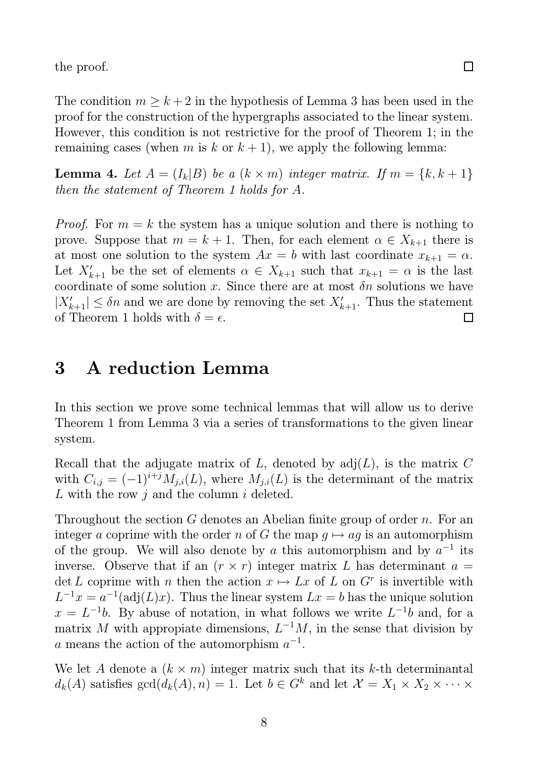the proof. □

The condition $m \geq k+2$ in the hypothesis of Lemma 3 has been used in the proof for the construction of the hypergraphs associated to the linear system. However, this condition is not restrictive for the proof of Theorem 1; in the remaining cases (when $m$ is $k$ or $k+1$), we apply the following lemma:

**Lemma 4.** *Let $A = (I_k|B)$ be a $(k \times m)$ integer matrix. If $m = \{k, k+1\}$ then the statement of Theorem 1 holds for $A$.*

*Proof.* For $m = k$ the system has a unique solution and there is nothing to prove. Suppose that $m = k+1$. Then, for each element $\alpha \in X_{k+1}$ there is at most one solution to the system $Ax = b$ with last coordinate $x_{k+1} = \alpha$. Let $X'_{k+1}$ be the set of elements $\alpha \in X_{k+1}$ such that $x_{k+1} = \alpha$ is the last coordinate of some solution $x$. Since there are at most $\delta n$ solutions we have $|X'_{k+1}| \leq \delta n$ and we are done by removing the set $X'_{k+1}$. Thus the statement of Theorem 1 holds with $\delta = \epsilon$. □

## 3 A reduction Lemma

In this section we prove some technical lemmas that will allow us to derive Theorem 1 from Lemma 3 via a series of transformations to the given linear system.

Recall that the adjugate matrix of $L$, denoted by $\mathrm{adj}(L)$, is the matrix $C$ with $C_{i,j} = (-1)^{i+j} M_{j,i}(L)$, where $M_{j,i}(L)$ is the determinant of the matrix $L$ with the row $j$ and the column $i$ deleted.

Throughout the section $G$ denotes an Abelian finite group of order $n$. For an integer $a$ coprime with the order $n$ of $G$ the map $g \mapsto ag$ is an automorphism of the group. We will also denote by $a$ this automorphism and by $a^{-1}$ its inverse. Observe that if an $(r \times r)$ integer matrix $L$ has determinant $a = \det L$ coprime with $n$ then the action $x \mapsto Lx$ of $L$ on $G^r$ is invertible with $L^{-1}x = a^{-1}(\mathrm{adj}(L)x)$. Thus the linear system $Lx = b$ has the unique solution $x = L^{-1}b$. By abuse of notation, in what follows we write $L^{-1}b$ and, for a matrix $M$ with appropiate dimensions, $L^{-1}M$, in the sense that division by $a$ means the action of the automorphism $a^{-1}$.

We let $A$ denote a $(k \times m)$ integer matrix such that its $k$-th determinantal $d_k(A)$ satisfies $\gcd(d_k(A), n) = 1$. Let $b \in G^k$ and let $\mathcal{X} = X_1 \times X_2 \times \cdots \times$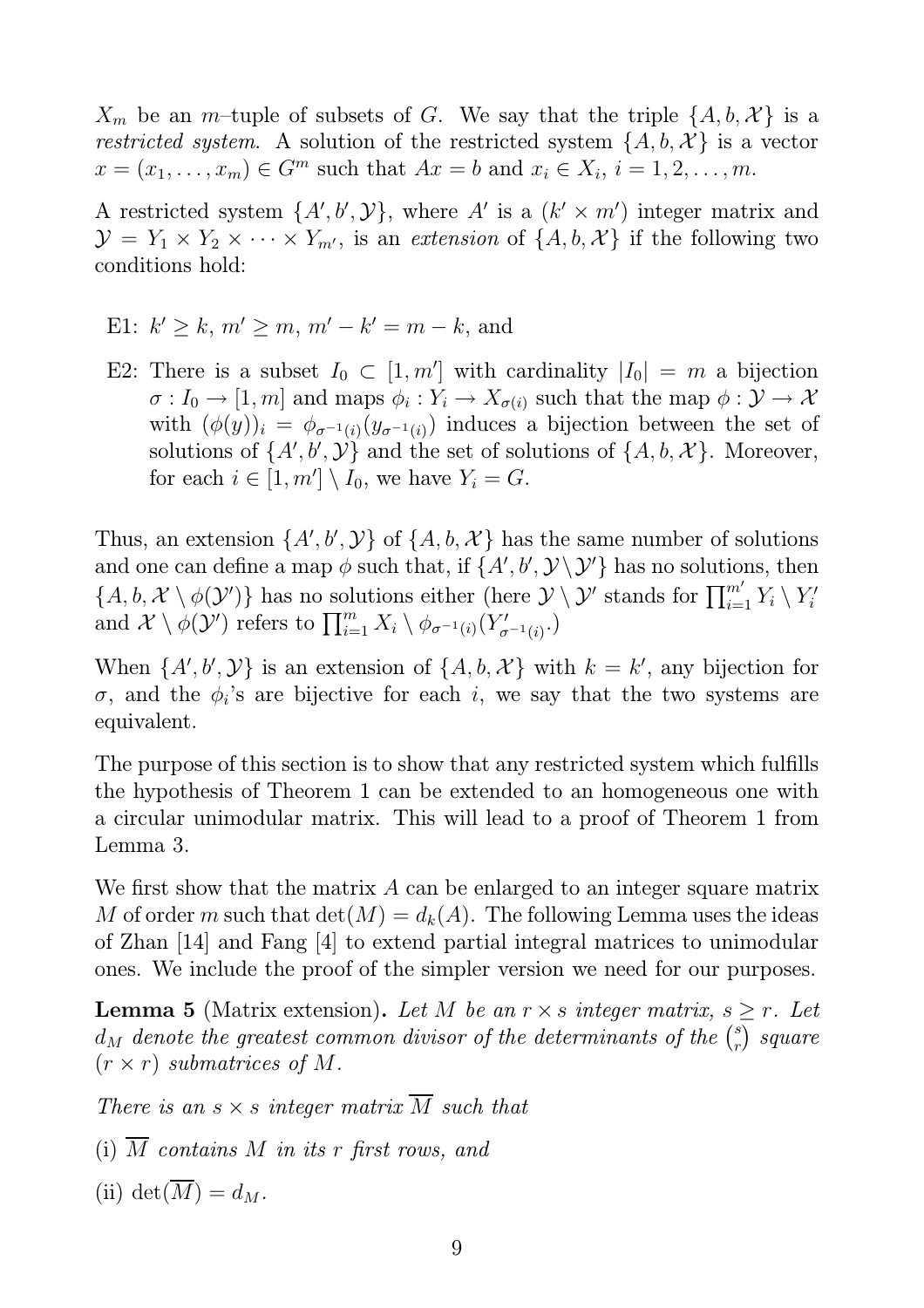$X_m$ be an $m$–tuple of subsets of $G$. We say that the triple $\{A, b, \mathcal{X}\}$ is a *restricted system*. A solution of the restricted system $\{A, b, \mathcal{X}\}$ is a vector $x = (x_1, \ldots, x_m) \in G^m$ such that $Ax = b$ and $x_i \in X_i$, $i = 1, 2, \ldots, m$.

A restricted system $\{A', b', \mathcal{Y}\}$, where $A'$ is a $(k' \times m')$ integer matrix and $\mathcal{Y} = Y_1 \times Y_2 \times \cdots \times Y_{m'}$, is an *extension* of $\{A, b, \mathcal{X}\}$ if the following two conditions hold:

- E1: $k' \geq k$, $m' \geq m$, $m' - k' = m - k$, and
- E2: There is a subset $I_0 \subset [1, m']$ with cardinality $|I_0| = m$ a bijection $\sigma : I_0 \to [1, m]$ and maps $\phi_i : Y_i \to X_{\sigma(i)}$ such that the map $\phi : \mathcal{Y} \to \mathcal{X}$ with $(\phi(y))_i = \phi_{\sigma^{-1}(i)}(y_{\sigma^{-1}(i)})$ induces a bijection between the set of solutions of $\{A', b', \mathcal{Y}\}$ and the set of solutions of $\{A, b, \mathcal{X}\}$. Moreover, for each $i \in [1, m'] \setminus I_0$, we have $Y_i = G$.

Thus, an extension $\{A', b', \mathcal{Y}\}$ of $\{A, b, \mathcal{X}\}$ has the same number of solutions and one can define a map $\phi$ such that, if $\{A', b', \mathcal{Y} \setminus \mathcal{Y}'\}$ has no solutions, then $\{A, b, \mathcal{X} \setminus \phi(\mathcal{Y}')\}$ has no solutions either (here $\mathcal{Y} \setminus \mathcal{Y}'$ stands for $\prod_{i=1}^{m'} Y_i \setminus Y_i'$ and $\mathcal{X} \setminus \phi(\mathcal{Y}')$ refers to $\prod_{i=1}^{m} X_i \setminus \phi_{\sigma^{-1}(i)}(Y'_{\sigma^{-1}(i)}.)$

When $\{A', b', \mathcal{Y}\}$ is an extension of $\{A, b, \mathcal{X}\}$ with $k = k'$, any bijection for $\sigma$, and the $\phi_i$'s are bijective for each $i$, we say that the two systems are equivalent.

The purpose of this section is to show that any restricted system which fulfills the hypothesis of Theorem 1 can be extended to an homogeneous one with a circular unimodular matrix. This will lead to a proof of Theorem 1 from Lemma 3.

We first show that the matrix $A$ can be enlarged to an integer square matrix $M$ of order $m$ such that $\det(M) = d_k(A)$. The following Lemma uses the ideas of Zhan [14] and Fang [4] to extend partial integral matrices to unimodular ones. We include the proof of the simpler version we need for our purposes.

**Lemma 5** (Matrix extension)**.** *Let $M$ be an $r \times s$ integer matrix, $s \geq r$. Let $d_M$ denote the greatest common divisor of the determinants of the $\binom{s}{r}$ square $(r \times r)$ submatrices of $M$.*

*There is an $s \times s$ integer matrix $\overline{M}$ such that*

(i) *$\overline{M}$ contains $M$ in its $r$ first rows, and*

(ii) $\det(\overline{M}) = d_M$.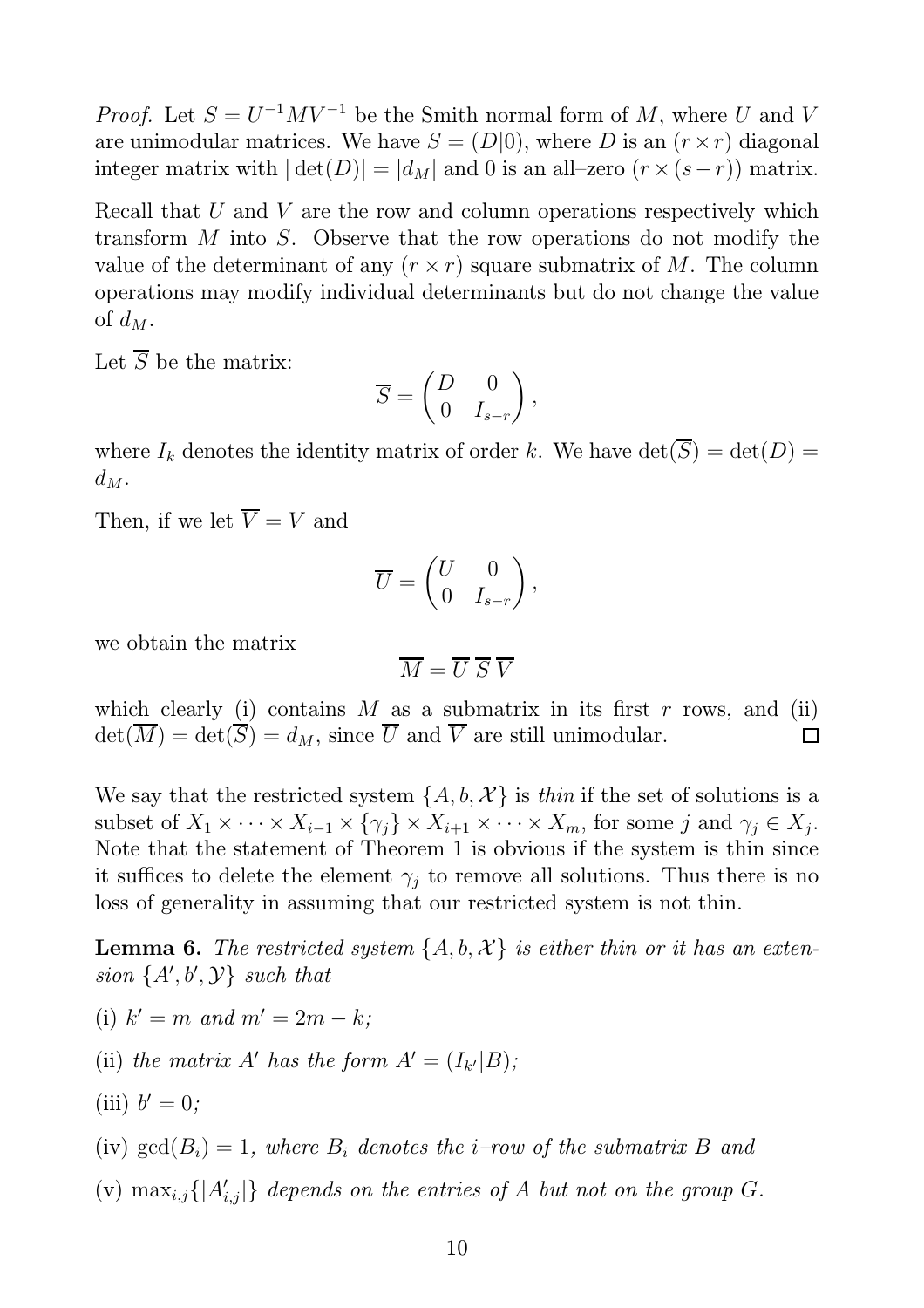*Proof.* Let $S = U^{-1}MV^{-1}$ be the Smith normal form of $M$, where $U$ and $V$ are unimodular matrices. We have $S = (D|0)$, where $D$ is an $(r \times r)$ diagonal integer matrix with $|\det(D)| = |d_M|$ and 0 is an all–zero $(r \times (s-r))$ matrix.

Recall that $U$ and $V$ are the row and column operations respectively which transform $M$ into $S$. Observe that the row operations do not modify the value of the determinant of any $(r \times r)$ square submatrix of $M$. The column operations may modify individual determinants but do not change the value of $d_M$.

Let $\overline{S}$ be the matrix:

$$\overline{S} = \begin{pmatrix} D & 0 \\ 0 & I_{s-r} \end{pmatrix},$$

where $I_k$ denotes the identity matrix of order $k$. We have $\det(\overline{S}) = \det(D) = d_M$.

Then, if we let $\overline{V} = V$ and

$$\overline{U} = \begin{pmatrix} U & 0 \\ 0 & I_{s-r} \end{pmatrix},$$

we obtain the matrix

$$\overline{M} = \overline{U}\,\overline{S}\,\overline{V}$$

which clearly (i) contains $M$ as a submatrix in its first $r$ rows, and (ii) $\det(\overline{M}) = \det(\overline{S}) = d_M$, since $\overline{U}$ and $\overline{V}$ are still unimodular. □

We say that the restricted system $\{A, b, \mathcal{X}\}$ is *thin* if the set of solutions is a subset of $X_1 \times \cdots \times X_{i-1} \times \{\gamma_j\} \times X_{i+1} \times \cdots \times X_m$, for some $j$ and $\gamma_j \in X_j$. Note that the statement of Theorem 1 is obvious if the system is thin since it suffices to delete the element $\gamma_j$ to remove all solutions. Thus there is no loss of generality in assuming that our restricted system is not thin.

**Lemma 6.** *The restricted system $\{A, b, \mathcal{X}\}$ is either thin or it has an extension $\{A', b', \mathcal{Y}\}$ such that*

(i) $k' = m$ *and* $m' = 2m - k$*;*

(ii) *the matrix $A'$ has the form $A' = (I_{k'}|B)$;*

(iii) $b' = 0$*;*

(iv) $\gcd(B_i) = 1$*, where $B_i$ denotes the $i$–row of the submatrix $B$ and*

(v) $\max_{i,j}\{|A'_{i,j}|\}$ *depends on the entries of $A$ but not on the group $G$.*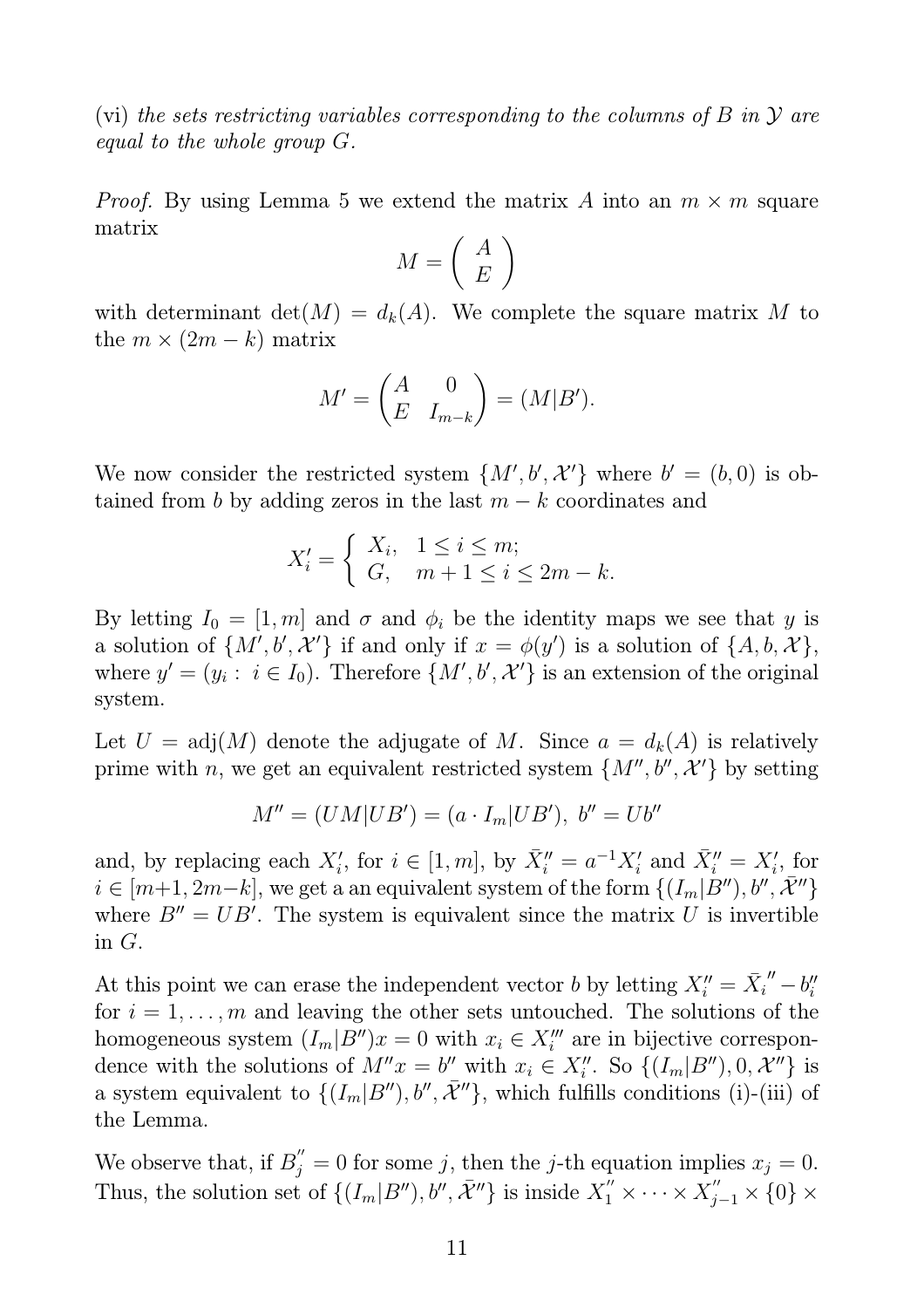(vi) *the sets restricting variables corresponding to the columns of $B$ in $\mathcal{Y}$ are equal to the whole group $G$.*

*Proof.* By using Lemma 5 we extend the matrix $A$ into an $m \times m$ square matrix

$$M = \left( \begin{array}{c} A \\ E \end{array} \right)$$

with determinant $\det(M) = d_k(A)$. We complete the square matrix $M$ to the $m \times (2m-k)$ matrix

$$M' = \begin{pmatrix} A & 0 \\ E & I_{m-k} \end{pmatrix} = (M|B').$$

We now consider the restricted system $\{M', b', \mathcal{X}'\}$ where $b' = (b, 0)$ is obtained from $b$ by adding zeros in the last $m-k$ coordinates and

$$X_i' = \begin{cases} X_i, & 1 \leq i \leq m; \\ G, & m+1 \leq i \leq 2m-k. \end{cases}$$

By letting $I_0 = [1, m]$ and $\sigma$ and $\phi_i$ be the identity maps we see that $y$ is a solution of $\{M', b', \mathcal{X}'\}$ if and only if $x = \phi(y')$ is a solution of $\{A, b, \mathcal{X}\}$, where $y' = (y_i : \ i \in I_0)$. Therefore $\{M', b', \mathcal{X}'\}$ is an extension of the original system.

Let $U = \mathrm{adj}(M)$ denote the adjugate of $M$. Since $a = d_k(A)$ is relatively prime with $n$, we get an equivalent restricted system $\{M'', b'', \mathcal{X}'\}$ by setting

$$M'' = (UM|UB') = (a \cdot I_m|UB'), \ b'' = Ub''$$

and, by replacing each $X_i'$, for $i \in [1, m]$, by $\bar{X}_i'' = a^{-1}X_i'$ and $\bar{X}_i'' = X_i'$, for $i \in [m{+}1, 2m{-}k]$, we get a an equivalent system of the form $\{(I_m|B''), b'', \bar{\mathcal{X}}''\}$ where $B'' = UB'$. The system is equivalent since the matrix $U$ is invertible in $G$.

At this point we can erase the independent vector $b$ by letting $X_i'' = \bar{X}_i{}'' - b_i''$ for $i = 1, \ldots, m$ and leaving the other sets untouched. The solutions of the homogeneous system $(I_m|B'')x = 0$ with $x_i \in X_i'''$ are in bijective correspondence with the solutions of $M''x = b''$ with $x_i \in X_i''$. So $\{(I_m|B''), 0, \mathcal{X}''\}$ is a system equivalent to $\{(I_m|B''), b'', \bar{\mathcal{X}}''\}$, which fulfills conditions (i)-(iii) of the Lemma.

We observe that, if $B_j^{''} = 0$ for some $j$, then the $j$-th equation implies $x_j = 0$. Thus, the solution set of $\{(I_m|B''), b'', \bar{\mathcal{X}}''\}$ is inside $X_1^{''} \times \cdots \times X_{j-1}^{''} \times \{0\} \times$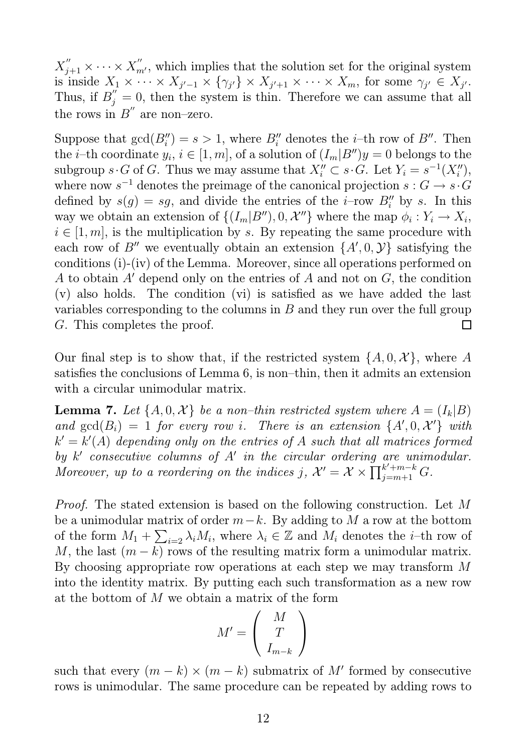$X''_{j+1} \times \cdots \times X''_{m'}$, which implies that the solution set for the original system is inside $X_1 \times \cdots \times X_{j'-1} \times \{\gamma_{j'}\} \times X_{j'+1} \times \cdots \times X_m$, for some $\gamma_{j'} \in X_{j'}$. Thus, if $B''_j = 0$, then the system is thin. Therefore we can assume that all the rows in $B''$ are non–zero.

Suppose that $\gcd(B''_i) = s > 1$, where $B''_i$ denotes the $i$–th row of $B''$. Then the $i$–th coordinate $y_i$, $i \in [1, m]$, of a solution of $(I_m|B'')y = 0$ belongs to the subgroup $s \cdot G$ of $G$. Thus we may assume that $X''_i \subset s \cdot G$. Let $Y_i = s^{-1}(X''_i)$, where now $s^{-1}$ denotes the preimage of the canonical projection $s : G \to s \cdot G$ defined by $s(g) = sg$, and divide the entries of the $i$–row $B''_i$ by $s$. In this way we obtain an extension of $\{(I_m|B''), 0, \mathcal{X}''\}$ where the map $\phi_i : Y_i \to X_i$, $i \in [1, m]$, is the multiplication by $s$. By repeating the same procedure with each row of $B''$ we eventually obtain an extension $\{A', 0, \mathcal{Y}\}$ satisfying the conditions (i)-(iv) of the Lemma. Moreover, since all operations performed on $A$ to obtain $A'$ depend only on the entries of $A$ and not on $G$, the condition (v) also holds. The condition (vi) is satisfied as we have added the last variables corresponding to the columns in $B$ and they run over the full group $G$. This completes the proof. □

Our final step is to show that, if the restricted system $\{A, 0, \mathcal{X}\}$, where $A$ satisfies the conclusions of Lemma 6, is non–thin, then it admits an extension with a circular unimodular matrix.

**Lemma 7.** *Let $\{A, 0, \mathcal{X}\}$ be a non–thin restricted system where $A = (I_k|B)$ and $\gcd(B_i) = 1$ for every row $i$. There is an extension $\{A', 0, \mathcal{X}'\}$ with $k' = k'(A)$ depending only on the entries of $A$ such that all matrices formed by $k'$ consecutive columns of $A'$ in the circular ordering are unimodular. Moreover, up to a reordering on the indices $j$, $\mathcal{X}' = \mathcal{X} \times \prod_{j=m+1}^{k'+m-k} G$.*

*Proof.* The stated extension is based on the following construction. Let $M$ be a unimodular matrix of order $m-k$. By adding to $M$ a row at the bottom of the form $M_1 + \sum_{i=2} \lambda_i M_i$, where $\lambda_i \in \mathbb{Z}$ and $M_i$ denotes the $i$–th row of $M$, the last $(m-k)$ rows of the resulting matrix form a unimodular matrix. By choosing appropriate row operations at each step we may transform $M$ into the identity matrix. By putting each such transformation as a new row at the bottom of $M$ we obtain a matrix of the form

$$M' = \begin{pmatrix} M \\ T \\ I_{m-k} \end{pmatrix}$$

such that every $(m-k) \times (m-k)$ submatrix of $M'$ formed by consecutive rows is unimodular. The same procedure can be repeated by adding rows to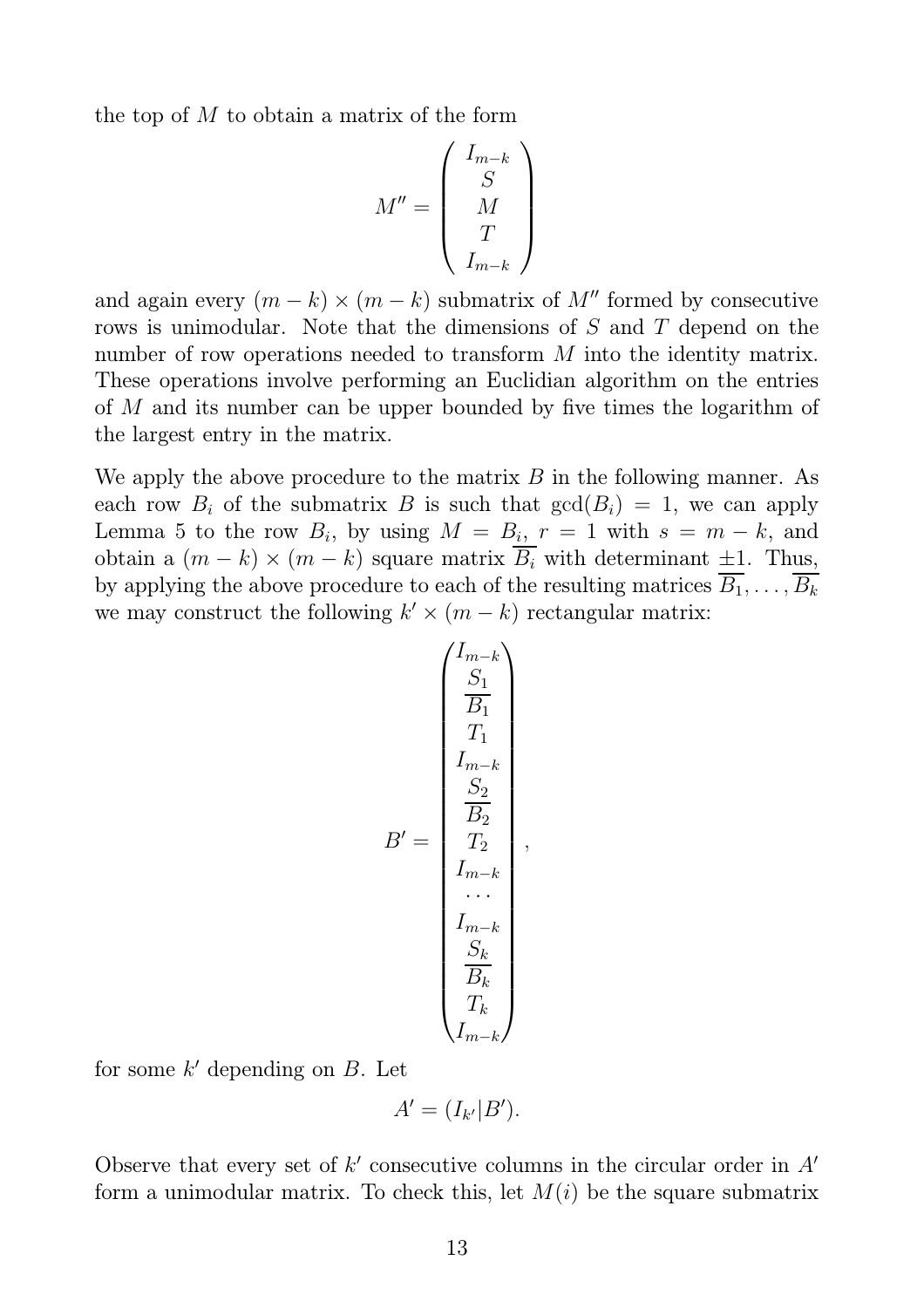the top of $M$ to obtain a matrix of the form

$$M'' = \begin{pmatrix} I_{m-k} \\ S \\ M \\ T \\ I_{m-k} \end{pmatrix}$$

and again every $(m-k) \times (m-k)$ submatrix of $M''$ formed by consecutive rows is unimodular. Note that the dimensions of $S$ and $T$ depend on the number of row operations needed to transform $M$ into the identity matrix. These operations involve performing an Euclidian algorithm on the entries of $M$ and its number can be upper bounded by five times the logarithm of the largest entry in the matrix.

We apply the above procedure to the matrix $B$ in the following manner. As each row $B_i$ of the submatrix $B$ is such that $\gcd(B_i) = 1$, we can apply Lemma 5 to the row $B_i$, by using $M = B_i$, $r = 1$ with $s = m-k$, and obtain a $(m-k) \times (m-k)$ square matrix $\overline{B_i}$ with determinant $\pm 1$. Thus, by applying the above procedure to each of the resulting matrices $\overline{B_1}, \dots, \overline{B_k}$ we may construct the following $k' \times (m-k)$ rectangular matrix:

$$B' = \begin{pmatrix} I_{m-k} \\ S_1 \\ \overline{B_1} \\ T_1 \\ I_{m-k} \\ S_2 \\ \overline{B_2} \\ T_2 \\ I_{m-k} \\ \cdots \\ I_{m-k} \\ S_k \\ \overline{B_k} \\ T_k \\ I_{m-k} \end{pmatrix},$$

for some $k'$ depending on $B$. Let

$$A' = (I_{k'} | B').$$

Observe that every set of $k'$ consecutive columns in the circular order in $A'$ form a unimodular matrix. To check this, let $M(i)$ be the square submatrix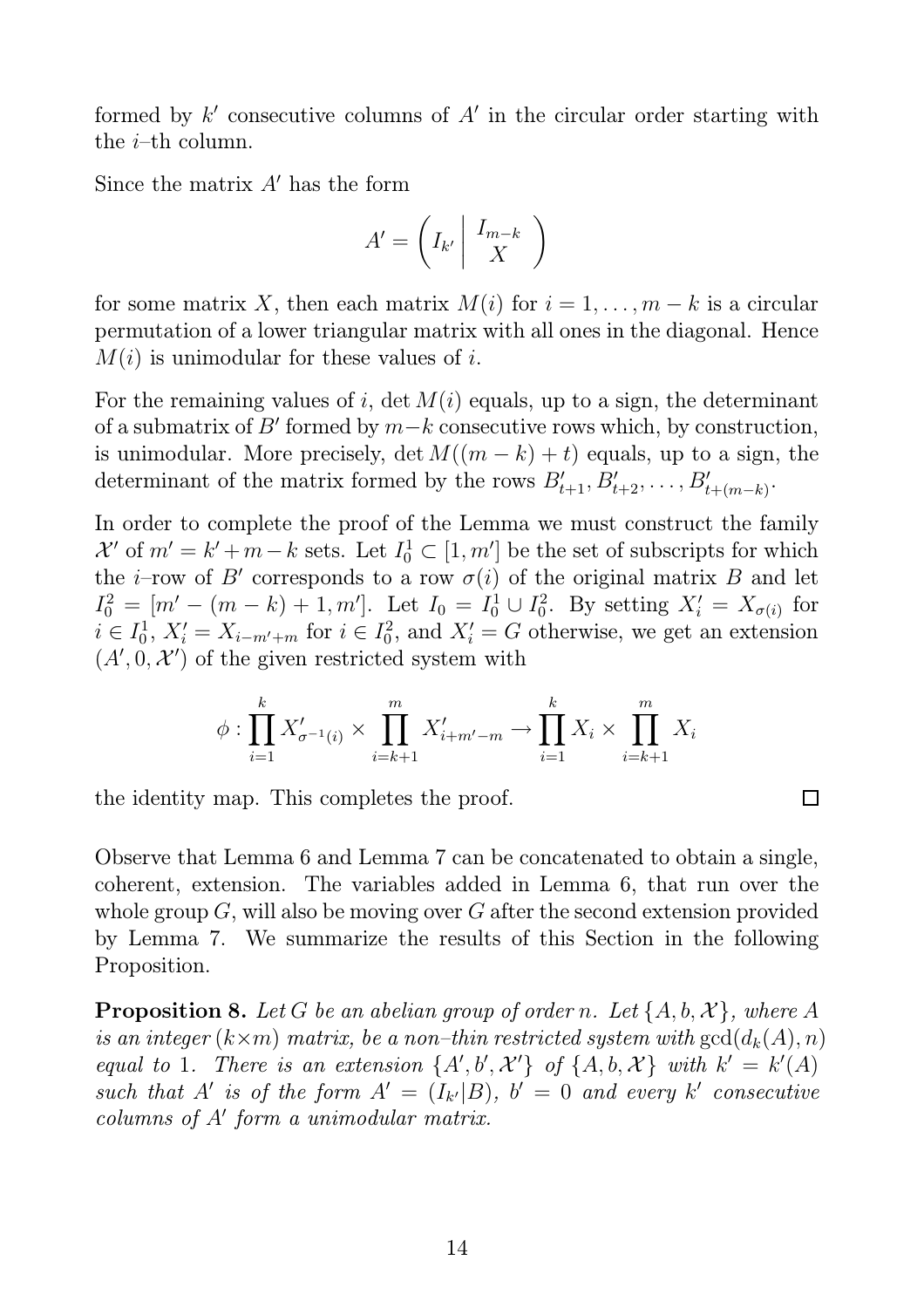formed by $k'$ consecutive columns of $A'$ in the circular order starting with the $i$–th column.

Since the matrix $A'$ has the form

$$A' = \left( I_{k'} \,\middle|\, \begin{matrix} I_{m-k} \\ X \end{matrix} \right)$$

for some matrix $X$, then each matrix $M(i)$ for $i = 1, \ldots, m-k$ is a circular permutation of a lower triangular matrix with all ones in the diagonal. Hence $M(i)$ is unimodular for these values of $i$.

For the remaining values of $i$, $\det M(i)$ equals, up to a sign, the determinant of a submatrix of $B'$ formed by $m-k$ consecutive rows which, by construction, is unimodular. More precisely, $\det M((m-k)+t)$ equals, up to a sign, the determinant of the matrix formed by the rows $B'_{t+1}, B'_{t+2}, \ldots, B'_{t+(m-k)}$.

In order to complete the proof of the Lemma we must construct the family $\mathcal{X}'$ of $m' = k' + m - k$ sets. Let $I_0^1 \subset [1, m']$ be the set of subscripts for which the $i$–row of $B'$ corresponds to a row $\sigma(i)$ of the original matrix $B$ and let $I_0^2 = [m' - (m-k) + 1, m']$. Let $I_0 = I_0^1 \cup I_0^2$. By setting $X'_i = X_{\sigma(i)}$ for $i \in I_0^1$, $X'_i = X_{i-m'+m}$ for $i \in I_0^2$, and $X'_i = G$ otherwise, we get an extension $(A', 0, \mathcal{X}')$ of the given restricted system with

$$\phi : \prod_{i=1}^{k} X'_{\sigma^{-1}(i)} \times \prod_{i=k+1}^{m} X'_{i+m'-m} \to \prod_{i=1}^{k} X_i \times \prod_{i=k+1}^{m} X_i$$

the identity map. This completes the proof. $\square$

Observe that Lemma 6 and Lemma 7 can be concatenated to obtain a single, coherent, extension. The variables added in Lemma 6, that run over the whole group $G$, will also be moving over $G$ after the second extension provided by Lemma 7. We summarize the results of this Section in the following Proposition.

**Proposition 8.** *Let $G$ be an abelian group of order $n$. Let $\{A, b, \mathcal{X}\}$, where $A$ is an integer $(k \times m)$ matrix, be a non–thin restricted system with $\gcd(d_k(A), n)$ equal to 1. There is an extension $\{A', b', \mathcal{X}'\}$ of $\{A, b, \mathcal{X}\}$ with $k' = k'(A)$ such that $A'$ is of the form $A' = (I_{k'}|B)$, $b' = 0$ and every $k'$ consecutive columns of $A'$ form a unimodular matrix.*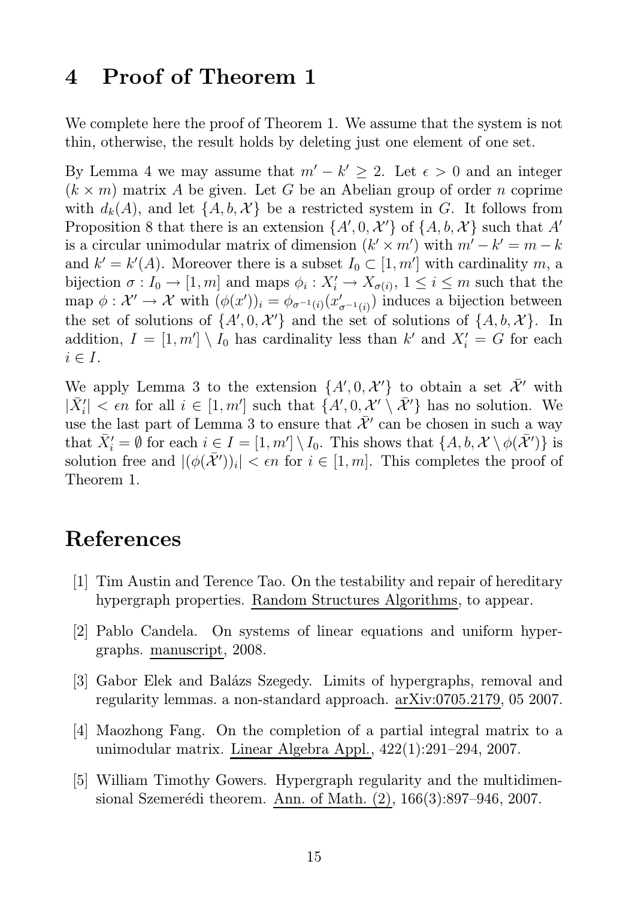# 4 Proof of Theorem 1

We complete here the proof of Theorem 1. We assume that the system is not thin, otherwise, the result holds by deleting just one element of one set.

By Lemma 4 we may assume that $m' - k' \geq 2$. Let $\epsilon > 0$ and an integer $(k \times m)$ matrix $A$ be given. Let $G$ be an Abelian group of order $n$ coprime with $d_k(A)$, and let $\{A, b, \mathcal{X}\}$ be a restricted system in $G$. It follows from Proposition 8 that there is an extension $\{A', 0, \mathcal{X}'\}$ of $\{A, b, \mathcal{X}\}$ such that $A'$ is a circular unimodular matrix of dimension $(k' \times m')$ with $m' - k' = m - k$ and $k' = k'(A)$. Moreover there is a subset $I_0 \subset [1, m']$ with cardinality $m$, a bijection $\sigma : I_0 \to [1, m]$ and maps $\phi_i : X'_i \to X_{\sigma(i)}$, $1 \leq i \leq m$ such that the map $\phi : \mathcal{X}' \to \mathcal{X}$ with $(\phi(x'))_i = \phi_{\sigma^{-1}(i)}(x'_{\sigma^{-1}(i)})$ induces a bijection between the set of solutions of $\{A', 0, \mathcal{X}'\}$ and the set of solutions of $\{A, b, \mathcal{X}\}$. In addition, $I = [1, m'] \setminus I_0$ has cardinality less than $k'$ and $X'_i = G$ for each $i \in I$.

We apply Lemma 3 to the extension $\{A', 0, \mathcal{X}'\}$ to obtain a set $\bar{\mathcal{X}}'$ with $|\bar{X}'_i| < \epsilon n$ for all $i \in [1, m']$ such that $\{A', 0, \mathcal{X}' \setminus \bar{\mathcal{X}}'\}$ has no solution. We use the last part of Lemma 3 to ensure that $\bar{\mathcal{X}}'$ can be chosen in such a way that $\bar{X}'_i = \emptyset$ for each $i \in I = [1, m'] \setminus I_0$. This shows that $\{A, b, \mathcal{X} \setminus \phi(\bar{\mathcal{X}}')\}$ is solution free and $|(\phi(\bar{\mathcal{X}}'))_i| < \epsilon n$ for $i \in [1, m]$. This completes the proof of Theorem 1.

# References

[1] Tim Austin and Terence Tao. On the testability and repair of hereditary hypergraph properties. Random Structures Algorithms, to appear.

[2] Pablo Candela. On systems of linear equations and uniform hypergraphs. manuscript, 2008.

[3] Gabor Elek and Balázs Szegedy. Limits of hypergraphs, removal and regularity lemmas. a non-standard approach. arXiv:0705.2179, 05 2007.

[4] Maozhong Fang. On the completion of a partial integral matrix to a unimodular matrix. Linear Algebra Appl., 422(1):291–294, 2007.

[5] William Timothy Gowers. Hypergraph regularity and the multidimensional Szemerédi theorem. Ann. of Math. (2), 166(3):897–946, 2007.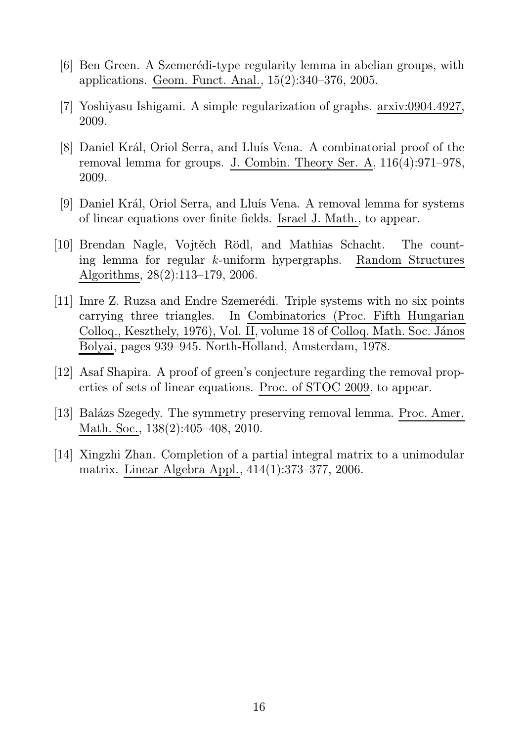[6] Ben Green. A Szemerédi-type regularity lemma in abelian groups, with applications. Geom. Funct. Anal., 15(2):340–376, 2005.

[7] Yoshiyasu Ishigami. A simple regularization of graphs. arxiv:0904.4927, 2009.

[8] Daniel Král, Oriol Serra, and Lluís Vena. A combinatorial proof of the removal lemma for groups. J. Combin. Theory Ser. A, 116(4):971–978, 2009.

[9] Daniel Král, Oriol Serra, and Lluís Vena. A removal lemma for systems of linear equations over finite fields. Israel J. Math., to appear.

[10] Brendan Nagle, Vojtěch Rödl, and Mathias Schacht. The counting lemma for regular $k$-uniform hypergraphs. Random Structures Algorithms, 28(2):113–179, 2006.

[11] Imre Z. Ruzsa and Endre Szemerédi. Triple systems with no six points carrying three triangles. In Combinatorics (Proc. Fifth Hungarian Colloq., Keszthely, 1976), Vol. II, volume 18 of Colloq. Math. Soc. János Bolyai, pages 939–945. North-Holland, Amsterdam, 1978.

[12] Asaf Shapira. A proof of green's conjecture regarding the removal properties of sets of linear equations. Proc. of STOC 2009, to appear.

[13] Balázs Szegedy. The symmetry preserving removal lemma. Proc. Amer. Math. Soc., 138(2):405–408, 2010.

[14] Xingzhi Zhan. Completion of a partial integral matrix to a unimodular matrix. Linear Algebra Appl., 414(1):373–377, 2006.